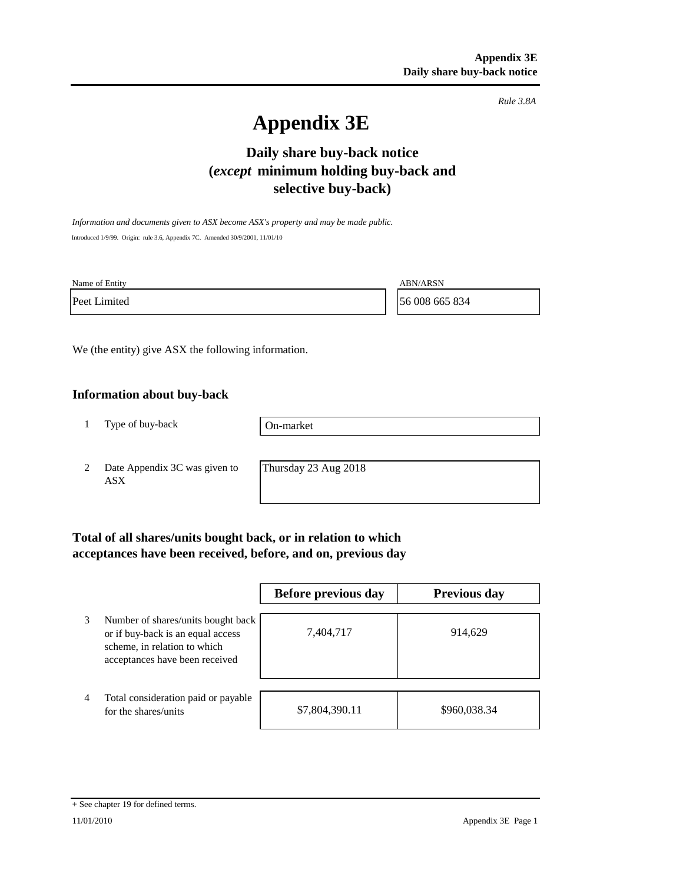*Rule 3.8A*

# Appendix 3E

## Daily share buy-back notice (*except* minimum holding buy-back and selective buy-back)

*Information and documents given to ASX become ASX's property and may be made public.*

Introduced 1/9/99. Origin: rule 3.6, Appendix 7C. Amended 30/9/2001, 11/01/10

| Name of Entity | ABN/ARSN |
|---|---|
| Peet Limited | 56 008 665 834 |

We (the entity) give ASX the following information.

### Information about buy-back

| | | |
|---|---|---|
| 1 | Type of buy-back | On-market |
| 2 | Date Appendix 3C was given to ASX | Thursday 23 Aug 2018 |

### Total of all shares/units bought back, or in relation to which acceptances have been received, before, and on, previous day

| | | Before previous day | Previous day |
|---|---|---|---|
| 3 | Number of shares/units bought back or if buy-back is an equal access scheme, in relation to which acceptances have been received | 7,404,717 | 914,629 |
| 4 | Total consideration paid or payable for the shares/units | $7,804,390.11 | $960,038.34 |

+ See chapter 19 for defined terms.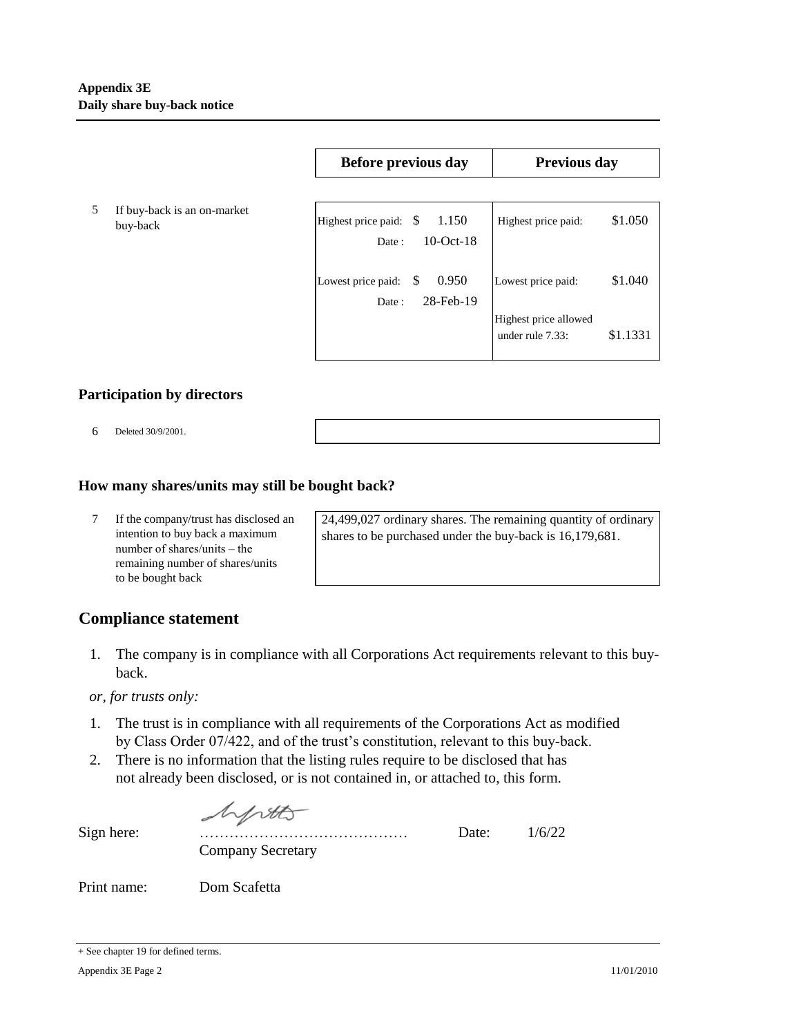**Appendix 3E**
**Daily share buy-back notice**

| | | Before previous day | Previous day |
|---|---|---|---|
| 5 | If buy-back is an on-market buy-back | Highest price paid: $ 1.150<br>Date : 10-Oct-18<br><br>Lowest price paid: $ 0.950<br>Date : 28-Feb-19 | Highest price paid: $1.050<br><br>Lowest price paid: $1.040<br><br>Highest price allowed under rule 7.33: $1.1331 |

## Participation by directors

| | | |
|---|---|---|
| 6 | Deleted 30/9/2001. | |

## How many shares/units may still be bought back?

| | | |
|---|---|---|
| 7 | If the company/trust has disclosed an intention to buy back a maximum number of shares/units – the remaining number of shares/units to be bought back | 24,499,027 ordinary shares. The remaining quantity of ordinary shares to be purchased under the buy-back is 16,179,681. |

## Compliance statement

1. The company is in compliance with all Corporations Act requirements relevant to this buy-back.

*or, for trusts only:*

1. The trust is in compliance with all requirements of the Corporations Act as modified by Class Order 07/422, and of the trust's constitution, relevant to this buy-back.
2. There is no information that the listing rules require to be disclosed that has not already been disclosed, or is not contained in, or attached to, this form.

Sign here: ……………………………………  Date: 1/6/22
Company Secretary

Print name: Dom Scafetta

+ See chapter 19 for defined terms.